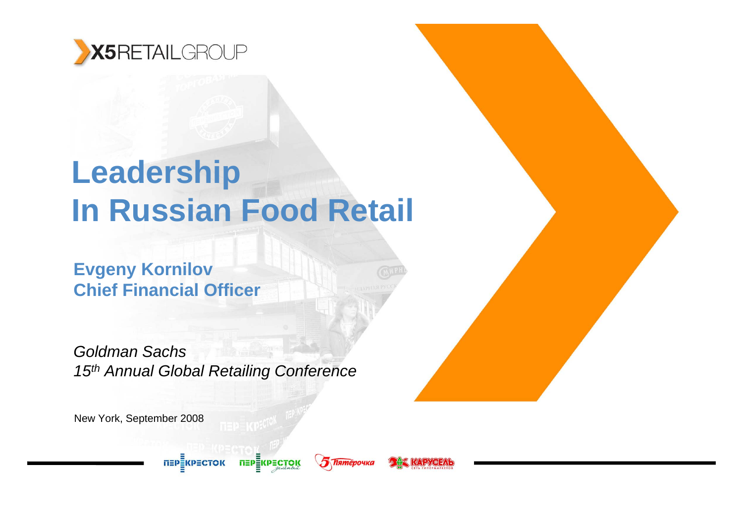X5 RETAIL GROUP

# Leadership In Russian Food Retail

**Evgeny Kornilov**
**Chief Financial Officer**

*Goldman Sachs*
*15th Annual Global Retailing Conference*

New York, September 2008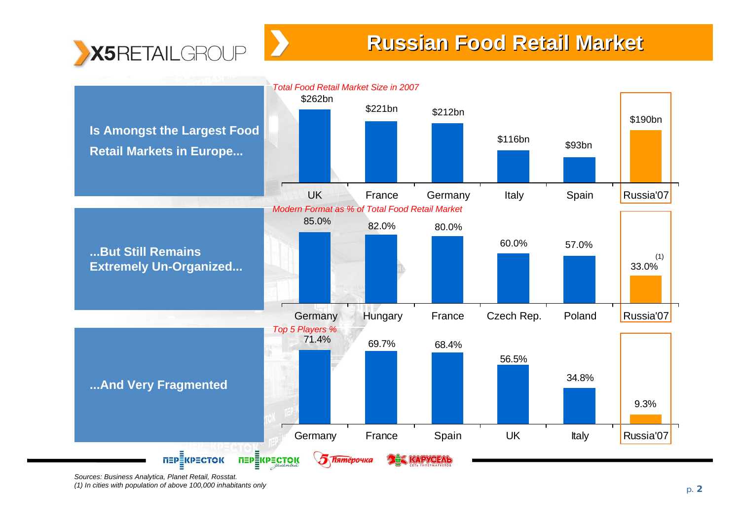# Russian Food Retail Market

**Is Amongst the Largest Food Retail Markets in Europe...**

*Total Food Retail Market Size in 2007*

$262bn
$221bn
$212bn
$116bn
$93bn
$190bn

UK
France
Germany
Italy
Spain
Russia'07

**...But Still Remains Extremely Un-Organized...**

*Modern Format as % of Total Food Retail Market*

85.0%
82.0%
80.0%
60.0%
57.0%
33.0% (1)

Germany
Hungary
France
Czech Rep.
Poland
Russia'07

**...And Very Fragmented**

*Top 5 Players %*

71.4%
69.7%
68.4%
56.5%
34.8%
9.3%

Germany
France
Spain
UK
Italy
Russia'07

*Sources: Business Analytica, Planet Retail, Rosstat.*
*(1) In cities with population of above 100,000 inhabitants only*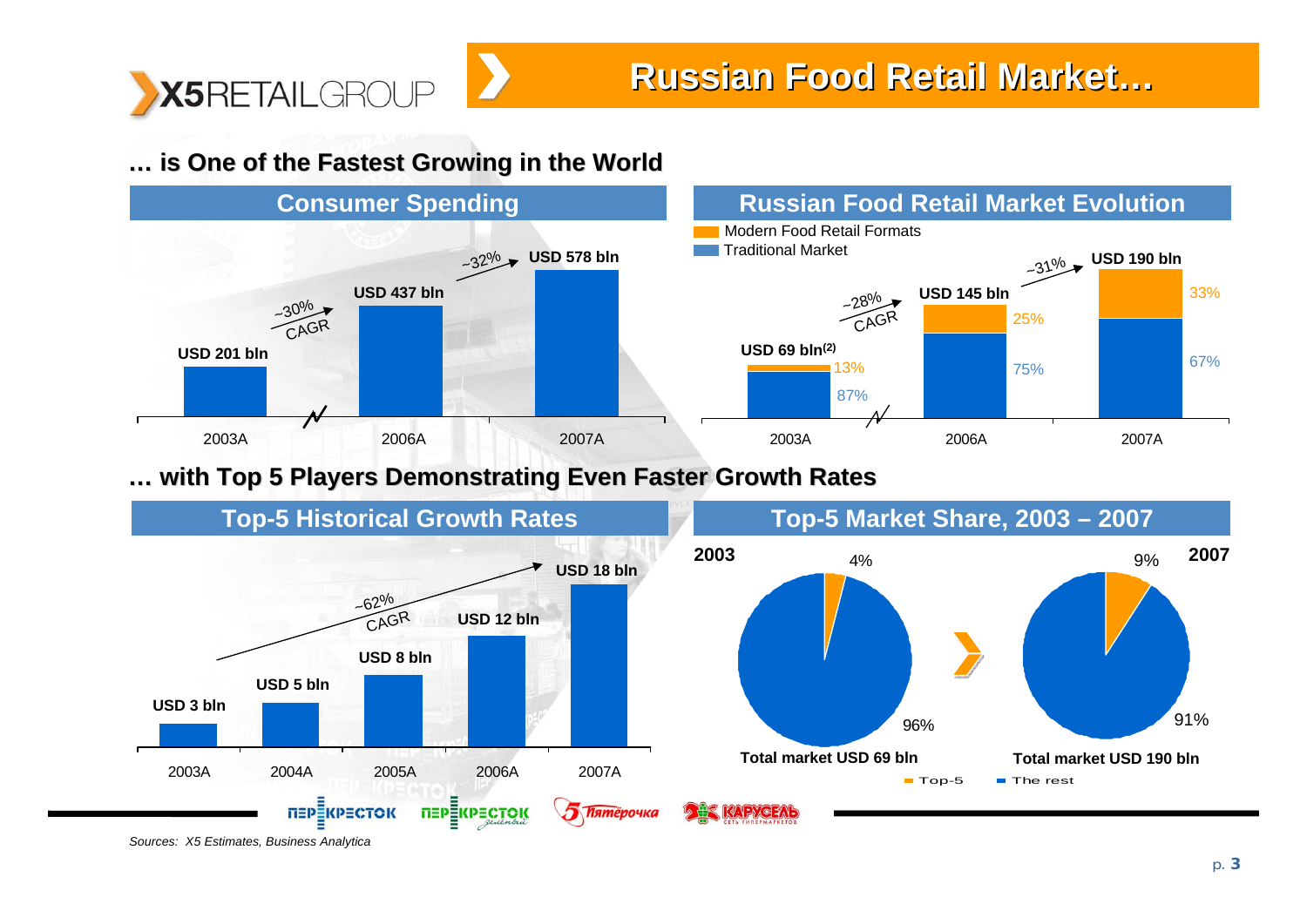# Russian Food Retail Market…

## … is One of the Fastest Growing in the World

### Consumer Spending

USD 201 bln
USD 437 bln
USD 578 bln
~30% CAGR
~32%
2003A
2006A
2007A

### Russian Food Retail Market Evolution

Modern Food Retail Formats
Traditional Market

USD 69 bln(2)
13%
87%
USD 145 bln
25%
75%
USD 190 bln
33%
67%
~28% CAGR
~31%
2003A
2006A
2007A

## … with Top 5 Players Demonstrating Even Faster Growth Rates

### Top-5 Historical Growth Rates

USD 3 bln
USD 5 bln
USD 8 bln
USD 12 bln
USD 18 bln
~62% CAGR
2003A
2004A
2005A
2006A
2007A

### Top-5 Market Share, 2003 – 2007

2003
4%
96%
Total market USD 69 bln

2007
9%
91%
Total market USD 190 bln

Top-5
The rest

*Sources: X5 Estimates, Business Analytica*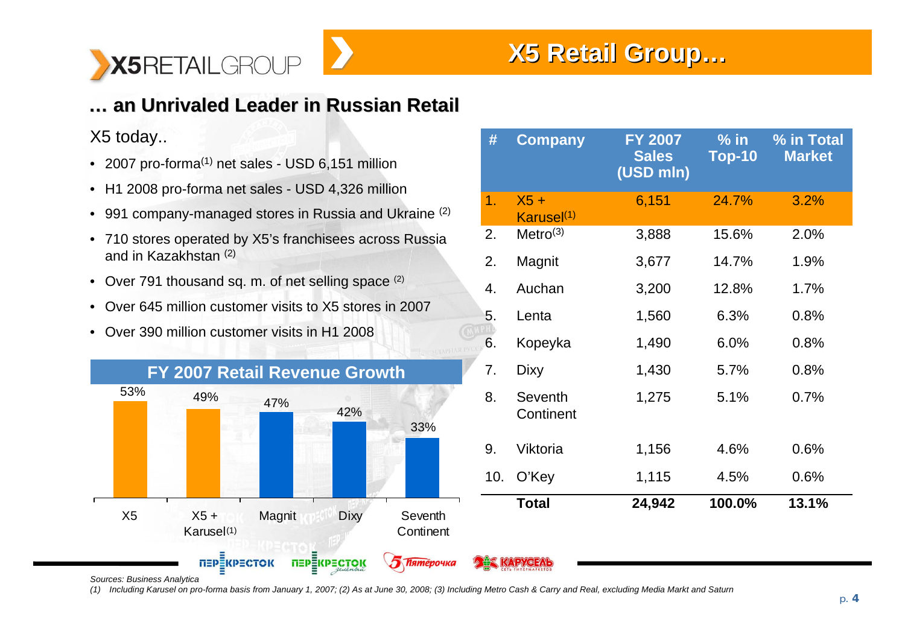# X5 Retail Group…

## … an Unrivaled Leader in Russian Retail

X5 today..

- 2007 pro-forma[1] net sales - USD 6,151 million
- H1 2008 pro-forma net sales - USD 4,326 million
- 991 company-managed stores in Russia and Ukraine [2]
- 710 stores operated by X5's franchisees across Russia and in Kazakhstan [2]
- Over 791 thousand sq. m. of net selling space [2]
- Over 645 million customer visits to X5 stores in 2007
- Over 390 million customer visits in H1 2008

**FY 2007 Retail Revenue Growth**

53%
49%
47%
42%
33%

X5
X5 + Karusel[1]
Magnit
Dixy
Seventh Continent

| # | Company | FY 2007 Sales (USD mln) | % in Top-10 | % in Total Market |
|---|---|---|---|---|
| 1. | X5 + Karusel[1] | 6,151 | 24.7% | 3.2% |
| 2. | Metro[3] | 3,888 | 15.6% | 2.0% |
| 2. | Magnit | 3,677 | 14.7% | 1.9% |
| 4. | Auchan | 3,200 | 12.8% | 1.7% |
| 5. | Lenta | 1,560 | 6.3% | 0.8% |
| 6. | Kopeyka | 1,490 | 6.0% | 0.8% |
| 7. | Dixy | 1,430 | 5.7% | 0.8% |
| 8. | Seventh Continent | 1,275 | 5.1% | 0.7% |
| 9. | Viktoria | 1,156 | 4.6% | 0.6% |
| 10. | O'Key | 1,115 | 4.5% | 0.6% |
| | **Total** | **24,942** | **100.0%** | **13.1%** |

*Sources: Business Analytica*

*(1) Including Karusel on pro-forma basis from January 1, 2007; (2) As at June 30, 2008; (3) Including Metro Cash & Carry and Real, excluding Media Markt and Saturn*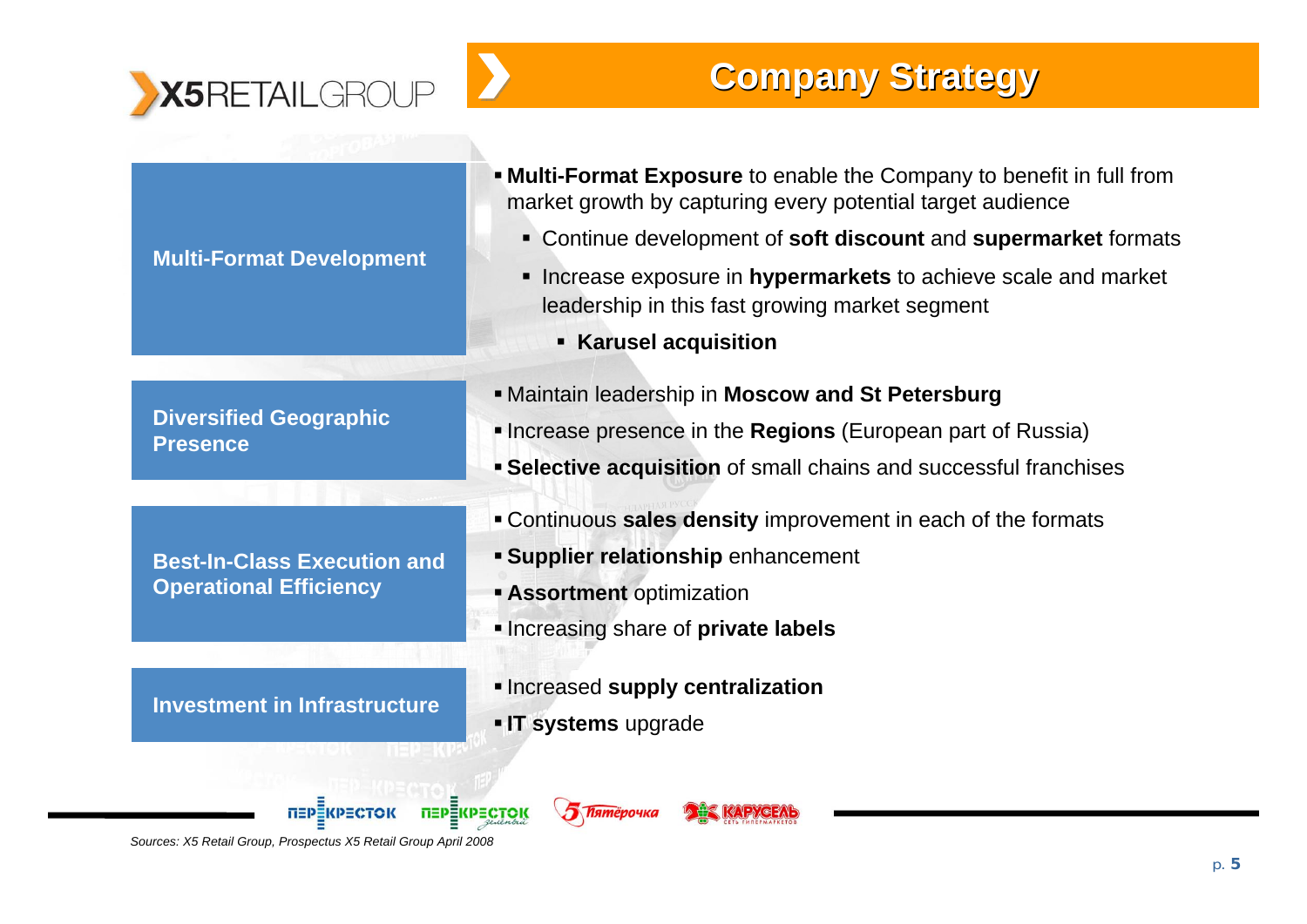# Company Strategy

## Multi-Format Development

- **Multi-Format Exposure** to enable the Company to benefit in full from market growth by capturing every potential target audience
  - Continue development of **soft discount** and **supermarket** formats
  - Increase exposure in **hypermarkets** to achieve scale and market leadership in this fast growing market segment
    - **Karusel acquisition**

## Diversified Geographic Presence

- Maintain leadership in **Moscow and St Petersburg**
- Increase presence in the **Regions** (European part of Russia)
- **Selective acquisition** of small chains and successful franchises

## Best-In-Class Execution and Operational Efficiency

- Continuous **sales density** improvement in each of the formats
- **Supplier relationship** enhancement
- **Assortment** optimization
- Increasing share of **private labels**

## Investment in Infrastructure

- Increased **supply centralization**
- **IT systems** upgrade

*Sources: X5 Retail Group, Prospectus X5 Retail Group April 2008*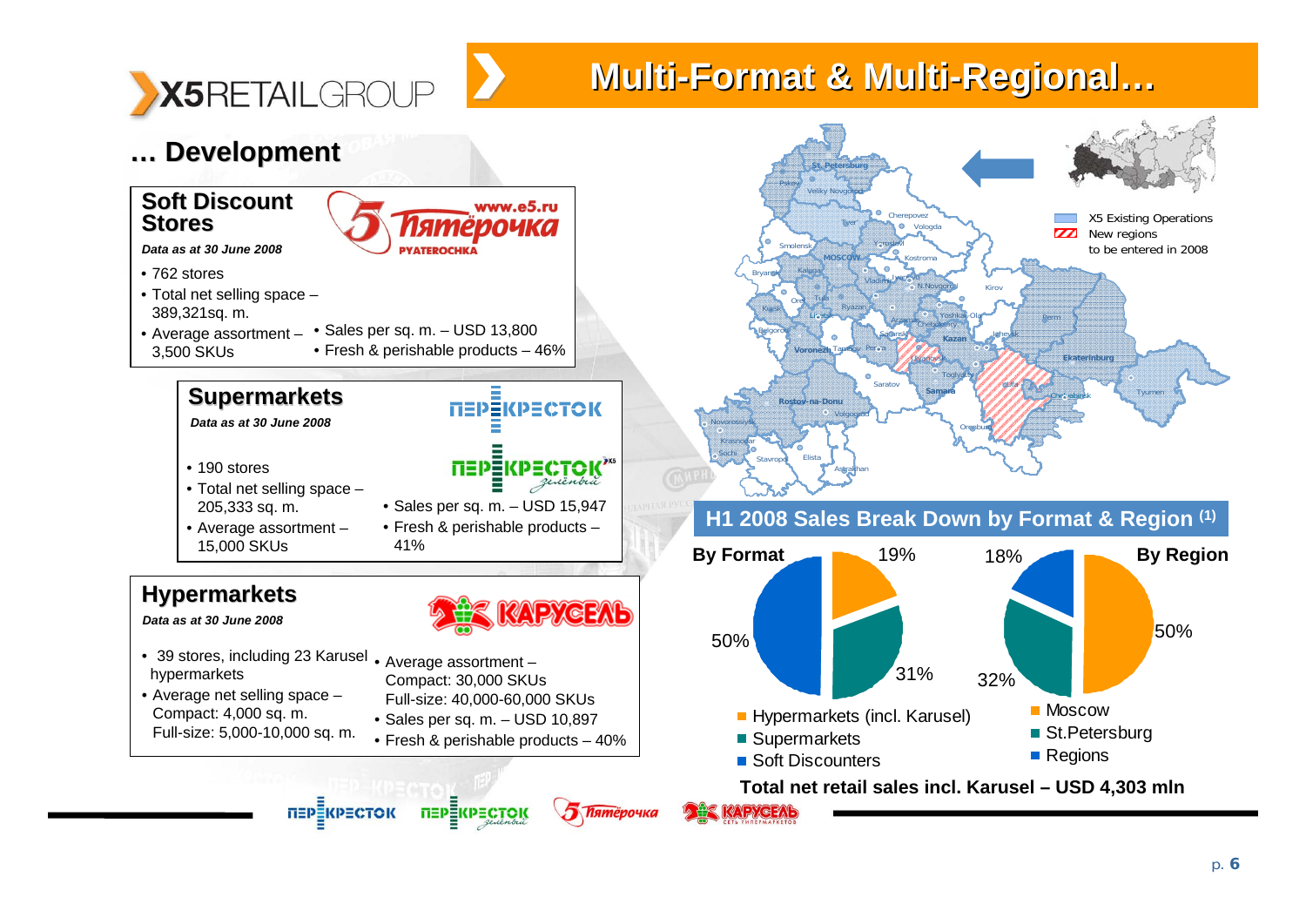# Multi-Format & Multi-Regional…

## … Development

### Soft Discount Stores

*Data as at 30 June 2008*

- 762 stores
- Total net selling space – 389,321sq. m.
- Average assortment – 3,500 SKUs
- Sales per sq. m. – USD 13,800
- Fresh & perishable products – 46%

### Supermarkets

*Data as at 30 June 2008*

- 190 stores
- Total net selling space – 205,333 sq. m.
- Average assortment – 15,000 SKUs
- Sales per sq. m. – USD 15,947
- Fresh & perishable products – 41%

### Hypermarkets

*Data as at 30 June 2008*

- 39 stores, including 23 Karusel hypermarkets
- Average net selling space – Compact: 4,000 sq. m. Full-size: 5,000-10,000 sq. m.
- Average assortment – Compact: 30,000 SKUs Full-size: 40,000-60,000 SKUs
- Sales per sq. m. – USD 10,897
- Fresh & perishable products – 40%

X5 Existing Operations

New regions to be entered in 2008

St. Petersburg, Pskov, Veliky Novgorod, Cherepovez, Vologda, Tver, Smolensk, Yaroslavl, Kostroma, MOSCOW, Bryansk, Kaluga, Vladimir, Ivanovo, N.Novgorod, Kirov, Orel, Tula, Ryazan, Kursk, Lipezk, Arzamas, Yoshkar-Ola, Cheboksary, Perm, Belgorod, Saransk, Kazan, Izhevsk, Voronezh, Tambov, Penza, Ulyanovsk, Ekaterinburg, Saratov, Samara, Togliatti, Ufa, Tyumen, Chelyabinsk, Rostov-na-Donu, Volgograd, Orenburg, Novorossiysk, Krasnodar, Sochi, Stavropol, Elista, Astrakhan

## H1 2008 Sales Break Down by Format & Region [1]

By Format

19%
31%
50%

- Hypermarkets (incl. Karusel)
- Supermarkets
- Soft Discounters

By Region

18%
50%
32%

- Moscow
- St.Petersburg
- Regions

**Total net retail sales incl. Karusel – USD 4,303 mln**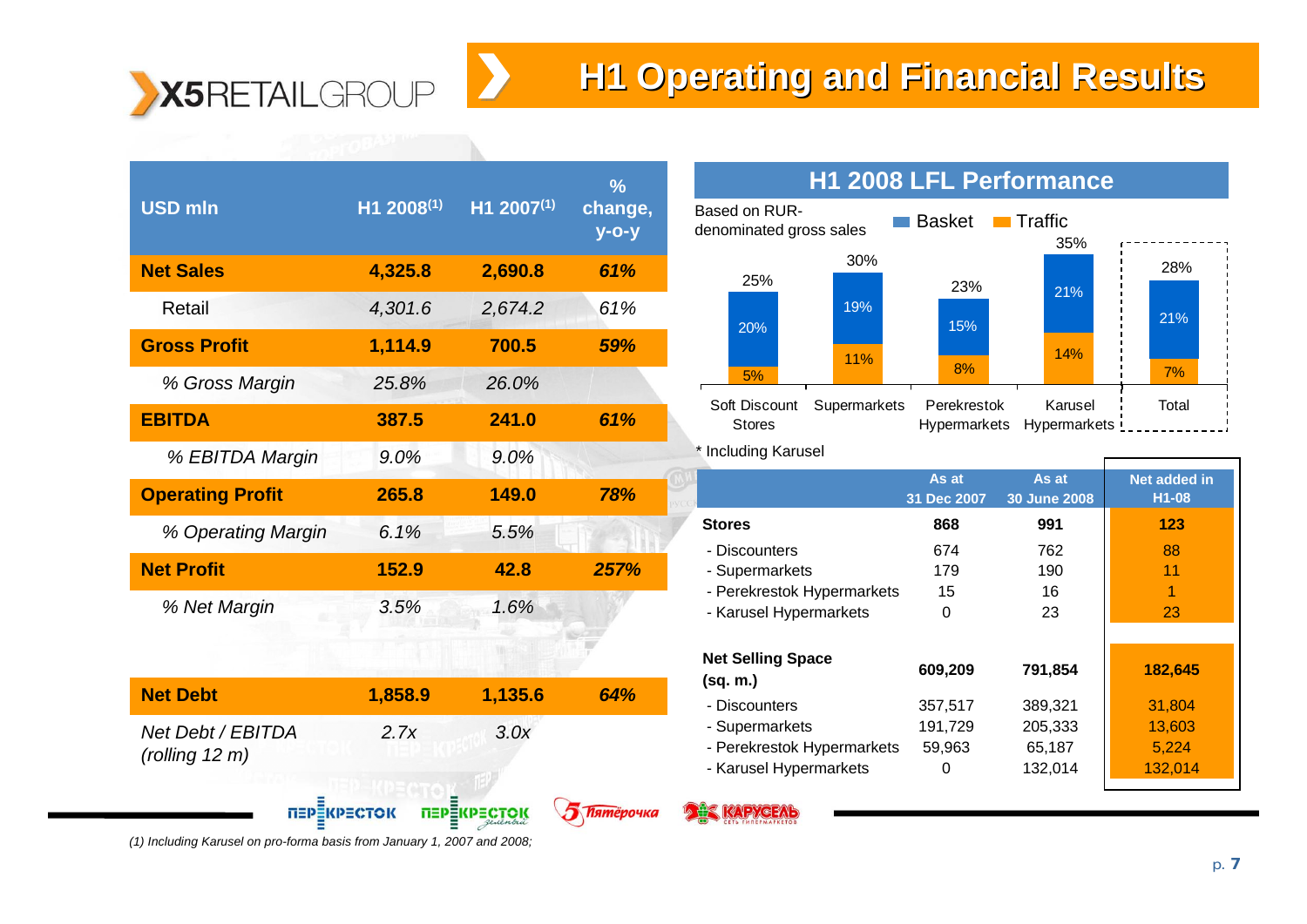# H1 Operating and Financial Results

| USD mln | H1 2008[(1)] | H1 2007[(1)] | % change, y-o-y |
|---|---|---|---|
| **Net Sales** | **4,325.8** | **2,690.8** | ***61%*** |
| Retail | *4,301.6* | *2,674.2* | *61%* |
| **Gross Profit** | **1,114.9** | **700.5** | ***59%*** |
| *% Gross Margin* | *25.8%* | *26.0%* | |
| **EBITDA** | **387.5** | **241.0** | ***61%*** |
| *% EBITDA Margin* | *9.0%* | *9.0%* | |
| **Operating Profit** | **265.8** | **149.0** | ***78%*** |
| *% Operating Margin* | *6.1%* | *5.5%* | |
| **Net Profit** | **152.9** | **42.8** | ***257%*** |
| *% Net Margin* | *3.5%* | *1.6%* | |
| **Net Debt** | **1,858.9** | **1,135.6** | ***64%*** |
| *Net Debt / EBITDA (rolling 12 m)* | *2.7x* | *3.0x* | |

## H1 2008 LFL Performance

Based on RUR-denominated gross sales

Basket
Traffic

Soft Discount Stores: 25%; 20%; 5%
Supermarkets: 30%; 19%; 11%
Perekrestok Hypermarkets: 23%; 15%; 8%
Karusel Hypermarkets: 35%; 21%; 14%
Total: 28%; 21%; 7%

\* Including Karusel

| | As at 31 Dec 2007 | As at 30 June 2008 | Net added in H1-08 |
|---|---|---|---|
| **Stores** | **868** | **991** | **123** |
| - Discounters | 674 | 762 | 88 |
| - Supermarkets | 179 | 190 | 11 |
| - Perekrestok Hypermarkets | 15 | 16 | 1 |
| - Karusel Hypermarkets | 0 | 23 | 23 |
| **Net Selling Space (sq. m.)** | **609,209** | **791,854** | **182,645** |
| - Discounters | 357,517 | 389,321 | 31,804 |
| - Supermarkets | 191,729 | 205,333 | 13,603 |
| - Perekrestok Hypermarkets | 59,963 | 65,187 | 5,224 |
| - Karusel Hypermarkets | 0 | 132,014 | 132,014 |

*(1) Including Karusel on pro-forma basis from January 1, 2007 and 2008;*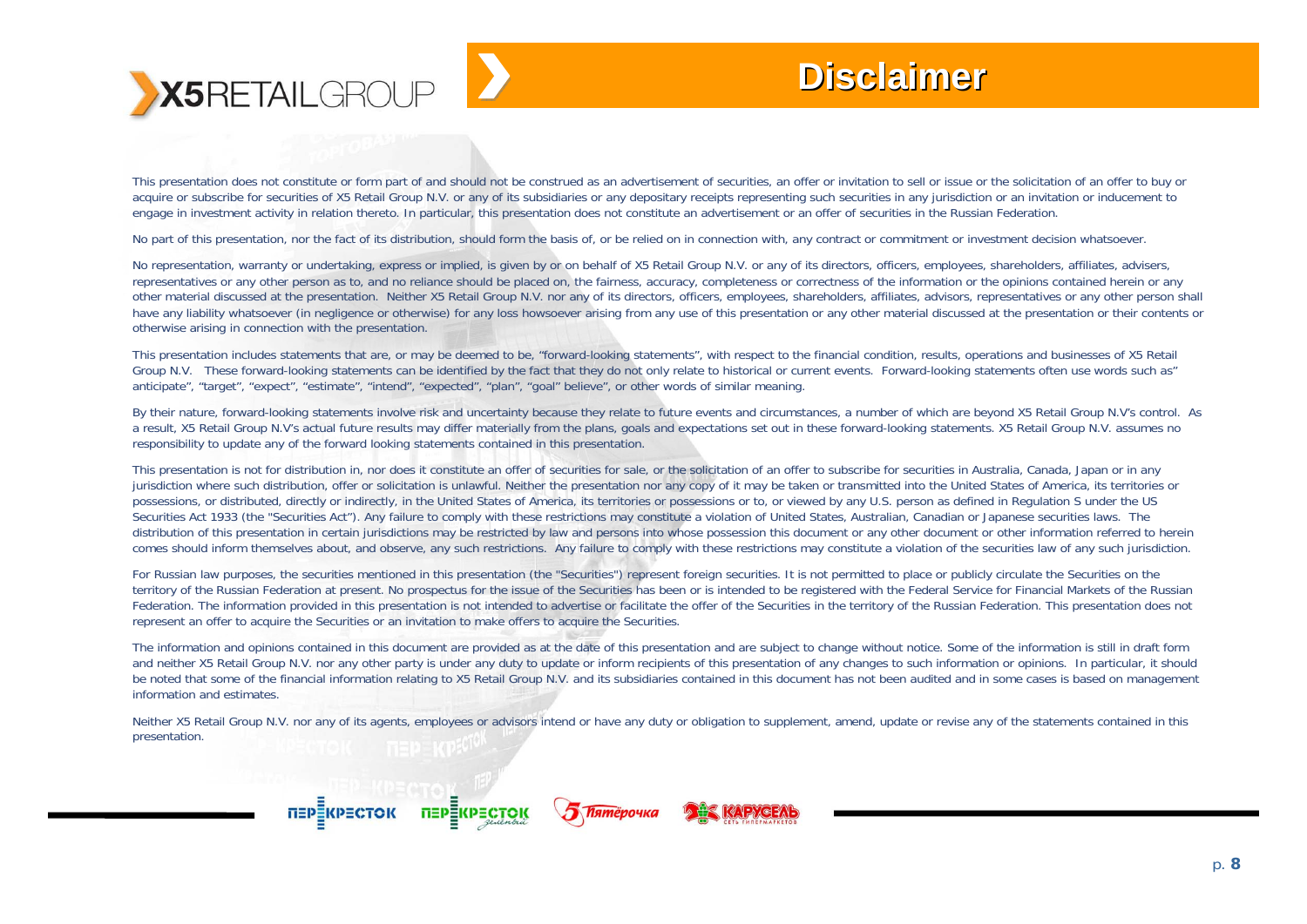# Disclaimer

This presentation does not constitute or form part of and should not be construed as an advertisement of securities, an offer or invitation to sell or issue or the solicitation of an offer to buy or acquire or subscribe for securities of X5 Retail Group N.V. or any of its subsidiaries or any depositary receipts representing such securities in any jurisdiction or an invitation or inducement to engage in investment activity in relation thereto. In particular, this presentation does not constitute an advertisement or an offer of securities in the Russian Federation.

No part of this presentation, nor the fact of its distribution, should form the basis of, or be relied on in connection with, any contract or commitment or investment decision whatsoever.

No representation, warranty or undertaking, express or implied, is given by or on behalf of X5 Retail Group N.V. or any of its directors, officers, employees, shareholders, affiliates, advisers, representatives or any other person as to, and no reliance should be placed on, the fairness, accuracy, completeness or correctness of the information or the opinions contained herein or any other material discussed at the presentation. Neither X5 Retail Group N.V. nor any of its directors, officers, employees, shareholders, affiliates, advisors, representatives or any other person shall have any liability whatsoever (in negligence or otherwise) for any loss howsoever arising from any use of this presentation or any other material discussed at the presentation or their contents or otherwise arising in connection with the presentation.

This presentation includes statements that are, or may be deemed to be, "forward-looking statements", with respect to the financial condition, results, operations and businesses of X5 Retail Group N.V. These forward-looking statements can be identified by the fact that they do not only relate to historical or current events. Forward-looking statements often use words such as" anticipate", "target", "expect", "estimate", "intend", "expected", "plan", "goal" believe", or other words of similar meaning.

By their nature, forward-looking statements involve risk and uncertainty because they relate to future events and circumstances, a number of which are beyond X5 Retail Group N.V's control. As a result, X5 Retail Group N.V's actual future results may differ materially from the plans, goals and expectations set out in these forward-looking statements. X5 Retail Group N.V. assumes no responsibility to update any of the forward looking statements contained in this presentation.

This presentation is not for distribution in, nor does it constitute an offer of securities for sale, or the solicitation of an offer to subscribe for securities in Australia, Canada, Japan or in any jurisdiction where such distribution, offer or solicitation is unlawful. Neither the presentation nor any copy of it may be taken or transmitted into the United States of America, its territories or possessions, or distributed, directly or indirectly, in the United States of America, its territories or possessions or to, or viewed by any U.S. person as defined in Regulation S under the US Securities Act 1933 (the "Securities Act"). Any failure to comply with these restrictions may constitute a violation of United States, Australian, Canadian or Japanese securities laws. The distribution of this presentation in certain jurisdictions may be restricted by law and persons into whose possession this document or any other document or other information referred to herein comes should inform themselves about, and observe, any such restrictions. Any failure to comply with these restrictions may constitute a violation of the securities law of any such jurisdiction.

For Russian law purposes, the securities mentioned in this presentation (the "Securities") represent foreign securities. It is not permitted to place or publicly circulate the Securities on the territory of the Russian Federation at present. No prospectus for the issue of the Securities has been or is intended to be registered with the Federal Service for Financial Markets of the Russian Federation. The information provided in this presentation is not intended to advertise or facilitate the offer of the Securities in the territory of the Russian Federation. This presentation does not represent an offer to acquire the Securities or an invitation to make offers to acquire the Securities.

The information and opinions contained in this document are provided as at the date of this presentation and are subject to change without notice. Some of the information is still in draft form and neither X5 Retail Group N.V. nor any other party is under any duty to update or inform recipients of this presentation of any changes to such information or opinions. In particular, it should be noted that some of the financial information relating to X5 Retail Group N.V. and its subsidiaries contained in this document has not been audited and in some cases is based on management information and estimates.

Neither X5 Retail Group N.V. nor any of its agents, employees or advisors intend or have any duty or obligation to supplement, amend, update or revise any of the statements contained in this presentation.